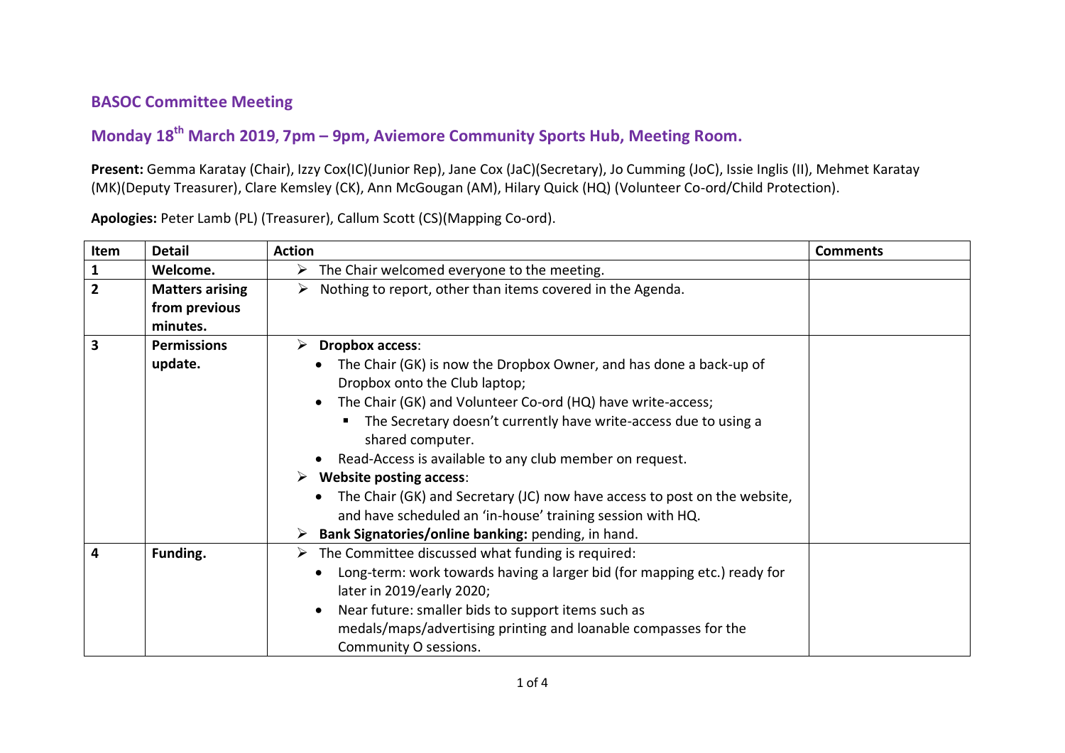## BASOC Committee Meeting

## Monday 18th March 2019, 7pm – 9pm, Aviemore Community Sports Hub, Meeting Room.

**Present:** Gemma Karatay (Chair), Izzy Cox(IC)(Junior Rep), Jane Cox (JaC)(Secretary), Jo Cumming (JoC), Issie Inglis (II), Mehmet Karatay (MK)(Deputy Treasurer), Clare Kemsley (CK), Ann McGougan (AM), Hilary Quick (HQ) (Volunteer Co-ord/Child Protection).

**Apologies:** Peter Lamb (PL) (Treasurer), Callum Scott (CS)(Mapping Co-ord).

| Item | Detail | Action | Comments |
|---|---|---|---|
| **1** | **Welcome.** | ➢ The Chair welcomed everyone to the meeting. | |
| **2** | **Matters arising from previous minutes.** | ➢ Nothing to report, other than items covered in the Agenda. | |
| **3** | **Permissions update.** | ➢ **Dropbox access**:<br>• The Chair (GK) is now the Dropbox Owner, and has done a back-up of Dropbox onto the Club laptop;<br>• The Chair (GK) and Volunteer Co-ord (HQ) have write-access;<br>▪ The Secretary doesn't currently have write-access due to using a shared computer.<br>• Read-Access is available to any club member on request.<br>➢ **Website posting access**:<br>• The Chair (GK) and Secretary (JC) now have access to post on the website, and have scheduled an 'in-house' training session with HQ.<br>➢ **Bank Signatories/online banking:** pending, in hand. | |
| **4** | **Funding.** | ➢ The Committee discussed what funding is required:<br>• Long-term: work towards having a larger bid (for mapping etc.) ready for later in 2019/early 2020;<br>• Near future: smaller bids to support items such as medals/maps/advertising printing and loanable compasses for the Community O sessions. | |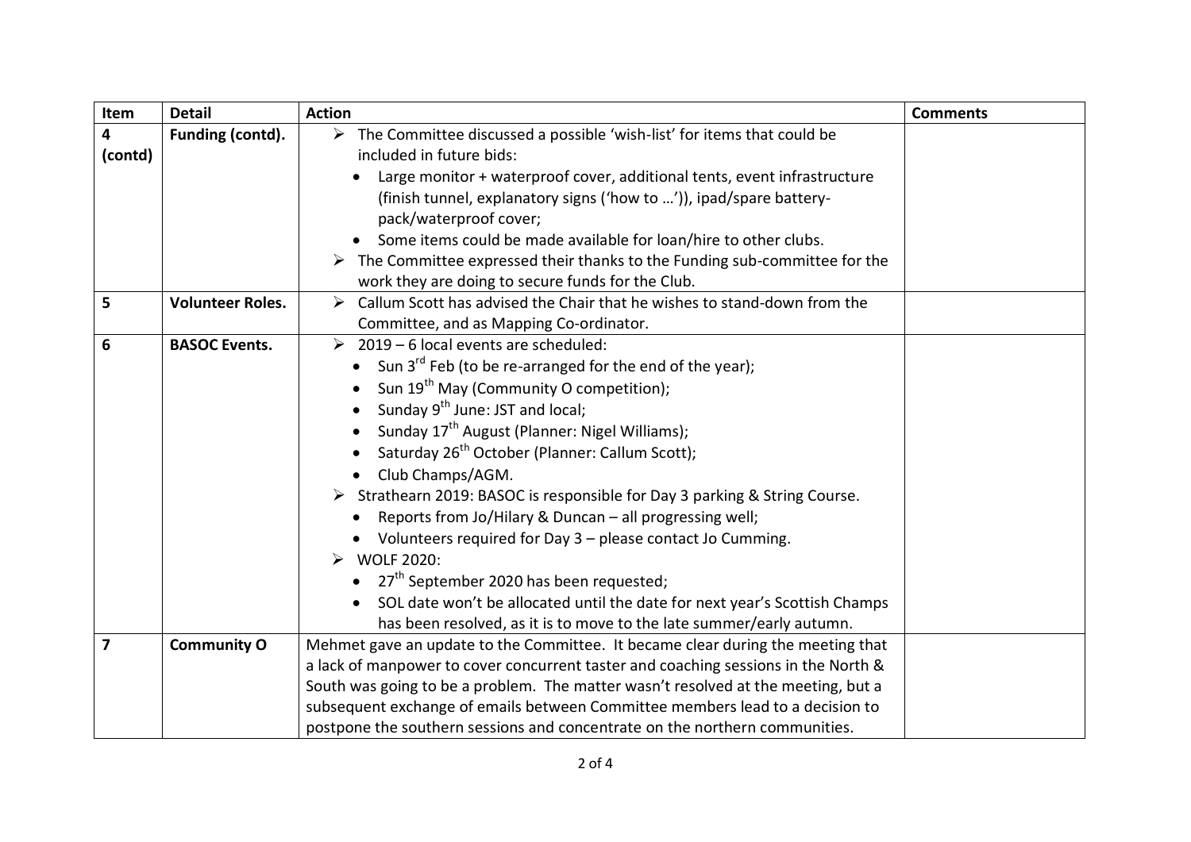| Item | Detail | Action | Comments |
| --- | --- | --- | --- |
| 4 (contd) | Funding (contd). | ➢ The Committee discussed a possible 'wish-list' for items that could be included in future bids: <br> • Large monitor + waterproof cover, additional tents, event infrastructure (finish tunnel, explanatory signs ('how to …')), ipad/spare battery-pack/waterproof cover; <br> • Some items could be made available for loan/hire to other clubs. <br> ➢ The Committee expressed their thanks to the Funding sub-committee for the work they are doing to secure funds for the Club. | |
| 5 | Volunteer Roles. | ➢ Callum Scott has advised the Chair that he wishes to stand-down from the Committee, and as Mapping Co-ordinator. | |
| 6 | BASOC Events. | ➢ 2019 – 6 local events are scheduled: <br> • Sun 3rd Feb (to be re-arranged for the end of the year); <br> • Sun 19th May (Community O competition); <br> • Sunday 9th June: JST and local; <br> • Sunday 17th August (Planner: Nigel Williams); <br> • Saturday 26th October (Planner: Callum Scott); <br> • Club Champs/AGM. <br> ➢ Strathearn 2019: BASOC is responsible for Day 3 parking & String Course. <br> • Reports from Jo/Hilary & Duncan – all progressing well; <br> • Volunteers required for Day 3 – please contact Jo Cumming. <br> ➢ WOLF 2020: <br> • 27th September 2020 has been requested; <br> • SOL date won't be allocated until the date for next year's Scottish Champs has been resolved, as it is to move to the late summer/early autumn. | |
| 7 | Community O | Mehmet gave an update to the Committee. It became clear during the meeting that a lack of manpower to cover concurrent taster and coaching sessions in the North & South was going to be a problem. The matter wasn't resolved at the meeting, but a subsequent exchange of emails between Committee members lead to a decision to postpone the southern sessions and concentrate on the northern communities. | |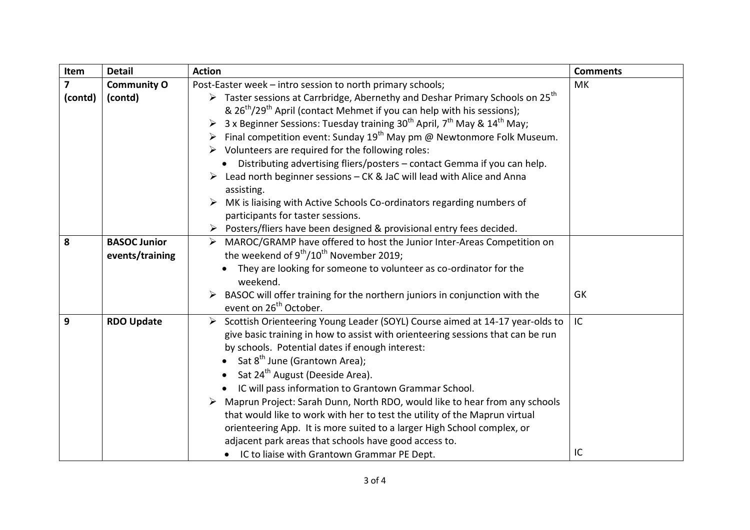| Item | Detail | Action | Comments |
|---|---|---|---|
| **7 (contd)** | **Community O (contd)** | Post-Easter week – intro session to north primary schools;<br>➢ Taster sessions at Carrbridge, Abernethy and Deshar Primary Schools on 25th & 26th/29th April (contact Mehmet if you can help with his sessions);<br>➢ 3 x Beginner Sessions: Tuesday training 30th April, 7th May & 14th May;<br>➢ Final competition event: Sunday 19th May pm @ Newtonmore Folk Museum.<br>➢ Volunteers are required for the following roles:<br>• Distributing advertising fliers/posters – contact Gemma if you can help.<br>➢ Lead north beginner sessions – CK & JaC will lead with Alice and Anna assisting.<br>➢ MK is liaising with Active Schools Co-ordinators regarding numbers of participants for taster sessions.<br>➢ Posters/fliers have been designed & provisional entry fees decided. | MK |
| **8** | **BASOC Junior events/training** | ➢ MAROC/GRAMP have offered to host the Junior Inter-Areas Competition on the weekend of 9th/10th November 2019;<br>• They are looking for someone to volunteer as co-ordinator for the weekend.<br>➢ BASOC will offer training for the northern juniors in conjunction with the event on 26th October. | GK |
| **9** | **RDO Update** | ➢ Scottish Orienteering Young Leader (SOYL) Course aimed at 14-17 year-olds to give basic training in how to assist with orienteering sessions that can be run by schools. Potential dates if enough interest:<br>• Sat 8th June (Grantown Area);<br>• Sat 24th August (Deeside Area).<br>• IC will pass information to Grantown Grammar School.<br>➢ Maprun Project: Sarah Dunn, North RDO, would like to hear from any schools that would like to work with her to test the utility of the Maprun virtual orienteering App. It is more suited to a larger High School complex, or adjacent park areas that schools have good access to.<br>• IC to liaise with Grantown Grammar PE Dept. | IC<br><br>IC |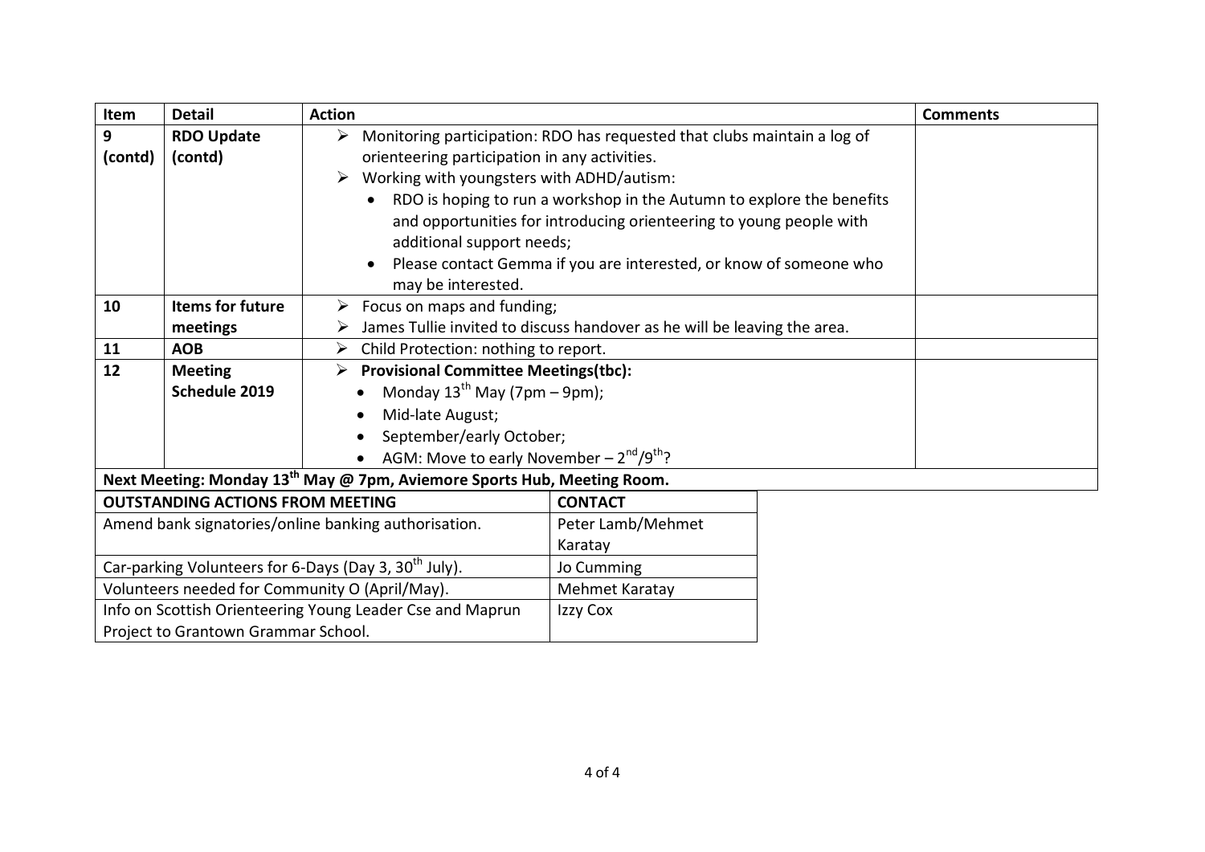| Item | Detail | Action | Comments |
| --- | --- | --- | --- |
| 9 (contd) | **RDO Update (contd)** | ➢ Monitoring participation: RDO has requested that clubs maintain a log of orienteering participation in any activities.<br>➢ Working with youngsters with ADHD/autism:<br>• RDO is hoping to run a workshop in the Autumn to explore the benefits and opportunities for introducing orienteering to young people with additional support needs;<br>• Please contact Gemma if you are interested, or know of someone who may be interested. | |
| **10** | **Items for future meetings** | ➢ Focus on maps and funding;<br>➢ James Tullie invited to discuss handover as he will be leaving the area. | |
| **11** | **AOB** | ➢ Child Protection: nothing to report. | |
| **12** | **Meeting Schedule 2019** | ➢ **Provisional Committee Meetings(tbc):**<br>• Monday 13th May (7pm – 9pm);<br>• Mid-late August;<br>• September/early October;<br>• AGM: Move to early November – 2nd/9th? | |

**Next Meeting: Monday 13th May @ 7pm, Aviemore Sports Hub, Meeting Room.**

| OUTSTANDING ACTIONS FROM MEETING | CONTACT |
| --- | --- |
| Amend bank signatories/online banking authorisation. | Peter Lamb/Mehmet Karatay |
| Car-parking Volunteers for 6-Days (Day 3, 30th July). | Jo Cumming |
| Volunteers needed for Community O (April/May). | Mehmet Karatay |
| Info on Scottish Orienteering Young Leader Cse and Maprun Project to Grantown Grammar School. | Izzy Cox |